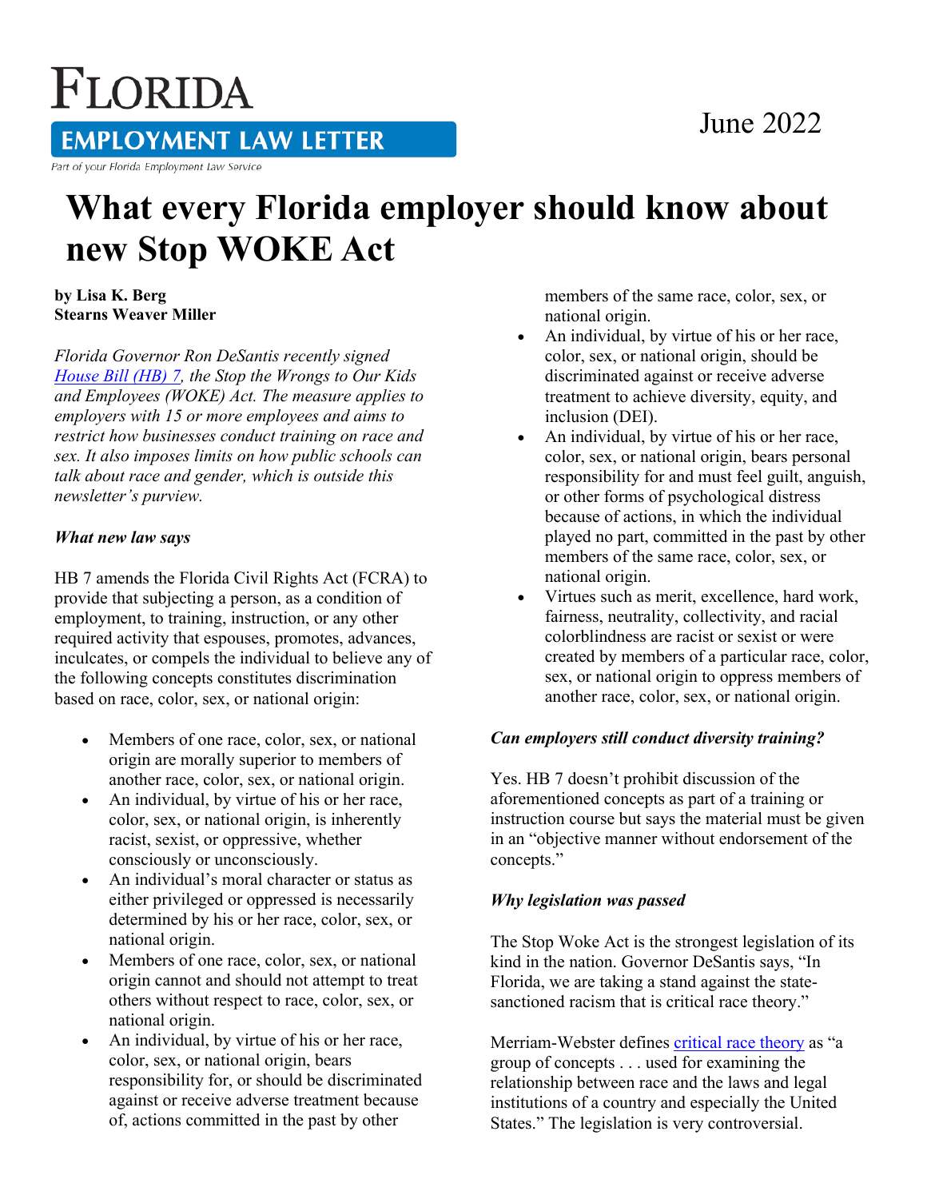# FLORIDA EMPLOYMENT LAW LETTER

Part of your Florida Employment Law Service

June 2022

# What every Florida employer should know about new Stop WOKE Act

**by Lisa K. Berg**
**Stearns Weaver Miller**

*Florida Governor Ron DeSantis recently signed House Bill (HB) 7, the Stop the Wrongs to Our Kids and Employees (WOKE) Act. The measure applies to employers with 15 or more employees and aims to restrict how businesses conduct training on race and sex. It also imposes limits on how public schools can talk about race and gender, which is outside this newsletter's purview.*

### *What new law says*

HB 7 amends the Florida Civil Rights Act (FCRA) to provide that subjecting a person, as a condition of employment, to training, instruction, or any other required activity that espouses, promotes, advances, inculcates, or compels the individual to believe any of the following concepts constitutes discrimination based on race, color, sex, or national origin:

- Members of one race, color, sex, or national origin are morally superior to members of another race, color, sex, or national origin.
- An individual, by virtue of his or her race, color, sex, or national origin, is inherently racist, sexist, or oppressive, whether consciously or unconsciously.
- An individual's moral character or status as either privileged or oppressed is necessarily determined by his or her race, color, sex, or national origin.
- Members of one race, color, sex, or national origin cannot and should not attempt to treat others without respect to race, color, sex, or national origin.
- An individual, by virtue of his or her race, color, sex, or national origin, bears responsibility for, or should be discriminated against or receive adverse treatment because of, actions committed in the past by other members of the same race, color, sex, or national origin.
- An individual, by virtue of his or her race, color, sex, or national origin, should be discriminated against or receive adverse treatment to achieve diversity, equity, and inclusion (DEI).
- An individual, by virtue of his or her race, color, sex, or national origin, bears personal responsibility for and must feel guilt, anguish, or other forms of psychological distress because of actions, in which the individual played no part, committed in the past by other members of the same race, color, sex, or national origin.
- Virtues such as merit, excellence, hard work, fairness, neutrality, collectivity, and racial colorblindness are racist or sexist or were created by members of a particular race, color, sex, or national origin to oppress members of another race, color, sex, or national origin.

### *Can employers still conduct diversity training?*

Yes. HB 7 doesn't prohibit discussion of the aforementioned concepts as part of a training or instruction course but says the material must be given in an "objective manner without endorsement of the concepts."

### *Why legislation was passed*

The Stop Woke Act is the strongest legislation of its kind in the nation. Governor DeSantis says, "In Florida, we are taking a stand against the state-sanctioned racism that is critical race theory."

Merriam-Webster defines critical race theory as "a group of concepts . . . used for examining the relationship between race and the laws and legal institutions of a country and especially the United States." The legislation is very controversial.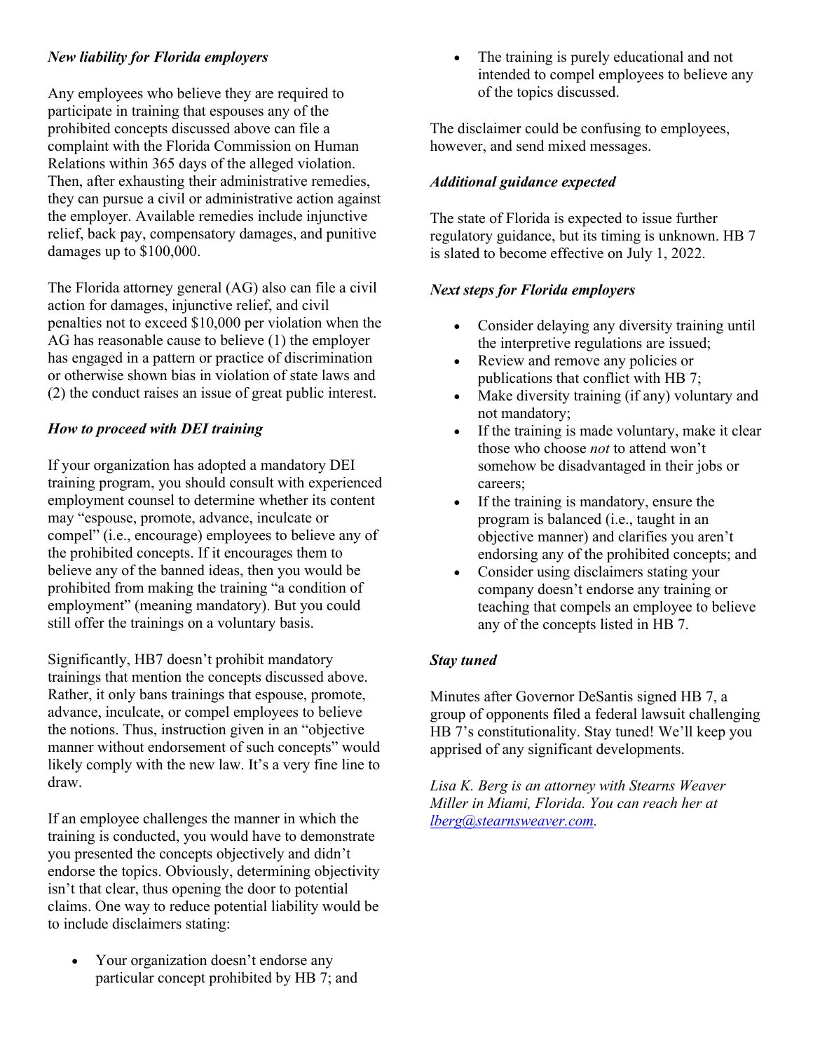### *New liability for Florida employers*

Any employees who believe they are required to participate in training that espouses any of the prohibited concepts discussed above can file a complaint with the Florida Commission on Human Relations within 365 days of the alleged violation. Then, after exhausting their administrative remedies, they can pursue a civil or administrative action against the employer. Available remedies include injunctive relief, back pay, compensatory damages, and punitive damages up to $100,000.

The Florida attorney general (AG) also can file a civil action for damages, injunctive relief, and civil penalties not to exceed $10,000 per violation when the AG has reasonable cause to believe (1) the employer has engaged in a pattern or practice of discrimination or otherwise shown bias in violation of state laws and (2) the conduct raises an issue of great public interest.

### *How to proceed with DEI training*

If your organization has adopted a mandatory DEI training program, you should consult with experienced employment counsel to determine whether its content may "espouse, promote, advance, inculcate or compel" (i.e., encourage) employees to believe any of the prohibited concepts. If it encourages them to believe any of the banned ideas, then you would be prohibited from making the training "a condition of employment" (meaning mandatory). But you could still offer the trainings on a voluntary basis.

Significantly, HB7 doesn't prohibit mandatory trainings that mention the concepts discussed above. Rather, it only bans trainings that espouse, promote, advance, inculcate, or compel employees to believe the notions. Thus, instruction given in an "objective manner without endorsement of such concepts" would likely comply with the new law. It's a very fine line to draw.

If an employee challenges the manner in which the training is conducted, you would have to demonstrate you presented the concepts objectively and didn't endorse the topics. Obviously, determining objectivity isn't that clear, thus opening the door to potential claims. One way to reduce potential liability would be to include disclaimers stating:

- Your organization doesn't endorse any particular concept prohibited by HB 7; and
- The training is purely educational and not intended to compel employees to believe any of the topics discussed.

The disclaimer could be confusing to employees, however, and send mixed messages.

### *Additional guidance expected*

The state of Florida is expected to issue further regulatory guidance, but its timing is unknown. HB 7 is slated to become effective on July 1, 2022.

### *Next steps for Florida employers*

- Consider delaying any diversity training until the interpretive regulations are issued;
- Review and remove any policies or publications that conflict with HB 7;
- Make diversity training (if any) voluntary and not mandatory;
- If the training is made voluntary, make it clear those who choose *not* to attend won't somehow be disadvantaged in their jobs or careers;
- If the training is mandatory, ensure the program is balanced (i.e., taught in an objective manner) and clarifies you aren't endorsing any of the prohibited concepts; and
- Consider using disclaimers stating your company doesn't endorse any training or teaching that compels an employee to believe any of the concepts listed in HB 7.

### *Stay tuned*

Minutes after Governor DeSantis signed HB 7, a group of opponents filed a federal lawsuit challenging HB 7's constitutionality. Stay tuned! We'll keep you apprised of any significant developments.

*Lisa K. Berg is an attorney with Stearns Weaver Miller in Miami, Florida. You can reach her at [lberg@stearnsweaver.com](mailto:lberg@stearnsweaver.com).*